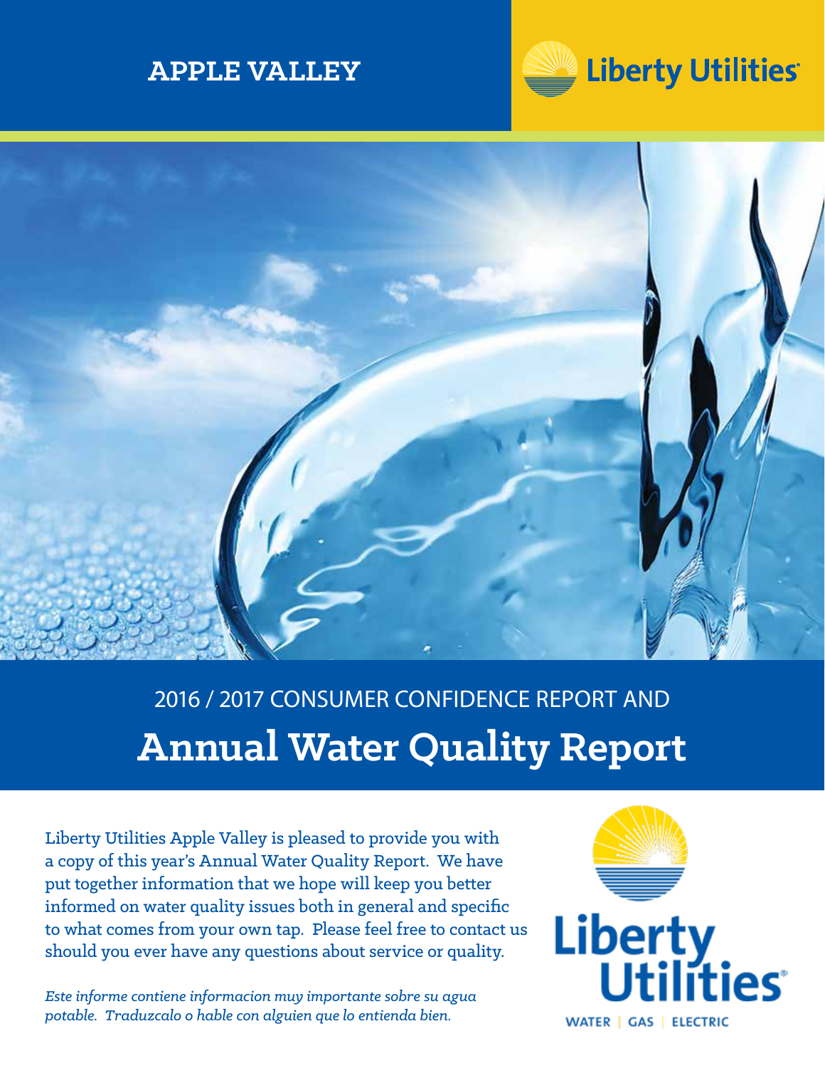**APPLE VALLEY**

Liberty Utilities

2016 / 2017 CONSUMER CONFIDENCE REPORT AND

# Annual Water Quality Report

Liberty Utilities Apple Valley is pleased to provide you with a copy of this year's Annual Water Quality Report. We have put together information that we hope will keep you better informed on water quality issues both in general and specific to what comes from your own tap. Please feel free to contact us should you ever have any questions about service or quality.

*Este informe contiene informacion muy importante sobre su agua potable. Traduzcalo o hable con alguien que lo entienda bien.*

Liberty Utilities

WATER | GAS | ELECTRIC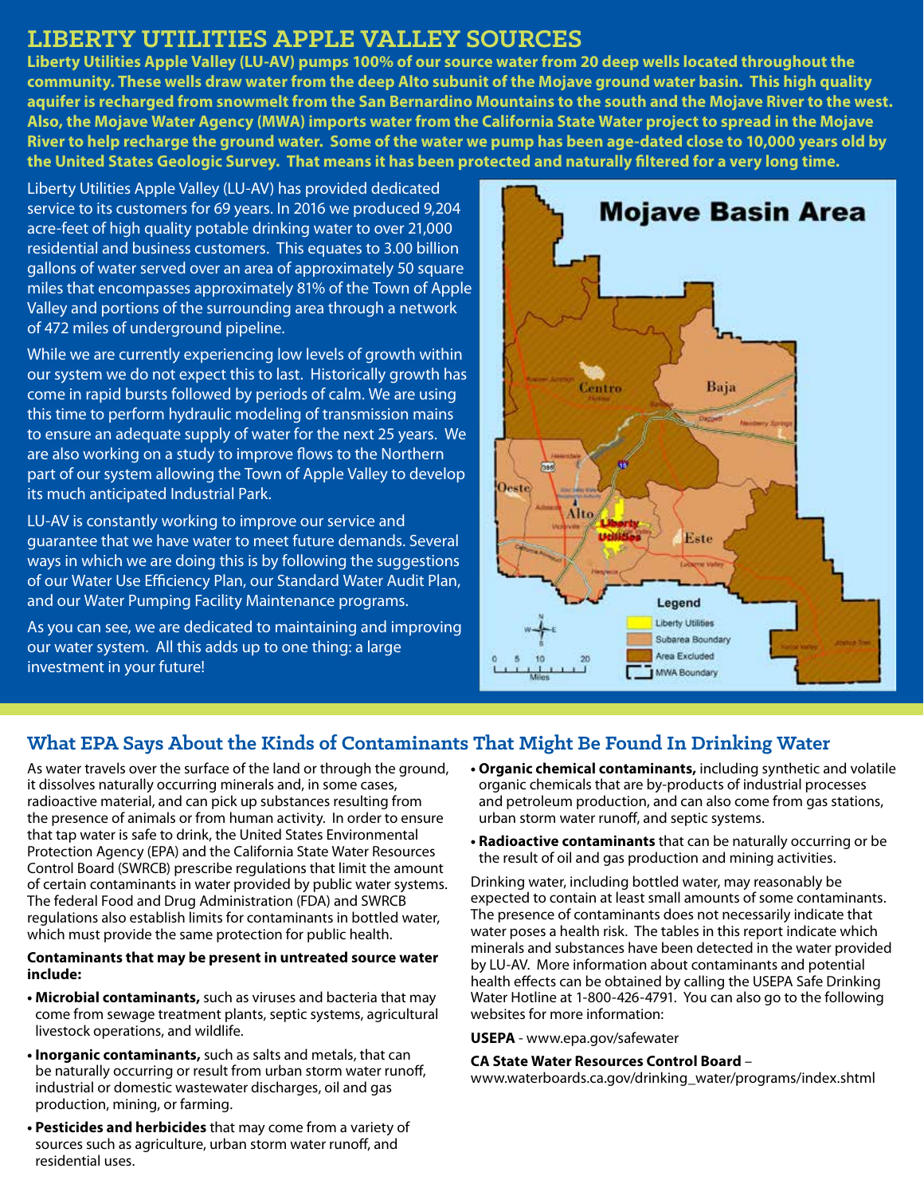# LIBERTY UTILITIES APPLE VALLEY SOURCES

**Liberty Utilities Apple Valley (LU-AV) pumps 100% of our source water from 20 deep wells located throughout the community. These wells draw water from the deep Alto subunit of the Mojave ground water basin. This high quality aquifer is recharged from snowmelt from the San Bernardino Mountains to the south and the Mojave River to the west. Also, the Mojave Water Agency (MWA) imports water from the California State Water project to spread in the Mojave River to help recharge the ground water. Some of the water we pump has been age-dated close to 10,000 years old by the United States Geologic Survey. That means it has been protected and naturally filtered for a very long time.**

Liberty Utilities Apple Valley (LU-AV) has provided dedicated service to its customers for 69 years. In 2016 we produced 9,204 acre-feet of high quality potable drinking water to over 21,000 residential and business customers. This equates to 3.00 billion gallons of water served over an area of approximately 50 square miles that encompasses approximately 81% of the Town of Apple Valley and portions of the surrounding area through a network of 472 miles of underground pipeline.

While we are currently experiencing low levels of growth within our system we do not expect this to last. Historically growth has come in rapid bursts followed by periods of calm. We are using this time to perform hydraulic modeling of transmission mains to ensure an adequate supply of water for the next 25 years. We are also working on a study to improve flows to the Northern part of our system allowing the Town of Apple Valley to develop its much anticipated Industrial Park.

LU-AV is constantly working to improve our service and guarantee that we have water to meet future demands. Several ways in which we are doing this is by following the suggestions of our Water Use Efficiency Plan, our Standard Water Audit Plan, and our Water Pumping Facility Maintenance programs.

As you can see, we are dedicated to maintaining and improving our water system. All this adds up to one thing: a large investment in your future!

**Mojave Basin Area**

Legend: Liberty Utilities; Subarea Boundary; Area Excluded; MWA Boundary

## What EPA Says About the Kinds of Contaminants That Might Be Found In Drinking Water

As water travels over the surface of the land or through the ground, it dissolves naturally occurring minerals and, in some cases, radioactive material, and can pick up substances resulting from the presence of animals or from human activity. In order to ensure that tap water is safe to drink, the United States Environmental Protection Agency (EPA) and the California State Water Resources Control Board (SWRCB) prescribe regulations that limit the amount of certain contaminants in water provided by public water systems. The federal Food and Drug Administration (FDA) and SWRCB regulations also establish limits for contaminants in bottled water, which must provide the same protection for public health.

**Contaminants that may be present in untreated source water include:**

- **Microbial contaminants,** such as viruses and bacteria that may come from sewage treatment plants, septic systems, agricultural livestock operations, and wildlife.
- **Inorganic contaminants,** such as salts and metals, that can be naturally occurring or result from urban storm water runoff, industrial or domestic wastewater discharges, oil and gas production, mining, or farming.
- **Pesticides and herbicides** that may come from a variety of sources such as agriculture, urban storm water runoff, and residential uses.
- **Organic chemical contaminants,** including synthetic and volatile organic chemicals that are by-products of industrial processes and petroleum production, and can also come from gas stations, urban storm water runoff, and septic systems.
- **Radioactive contaminants** that can be naturally occurring or be the result of oil and gas production and mining activities.

Drinking water, including bottled water, may reasonably be expected to contain at least small amounts of some contaminants. The presence of contaminants does not necessarily indicate that water poses a health risk. The tables in this report indicate which minerals and substances have been detected in the water provided by LU-AV. More information about contaminants and potential health effects can be obtained by calling the USEPA Safe Drinking Water Hotline at 1-800-426-4791. You can also go to the following websites for more information:

**USEPA** - www.epa.gov/safewater

**CA State Water Resources Control Board** – www.waterboards.ca.gov/drinking_water/programs/index.shtml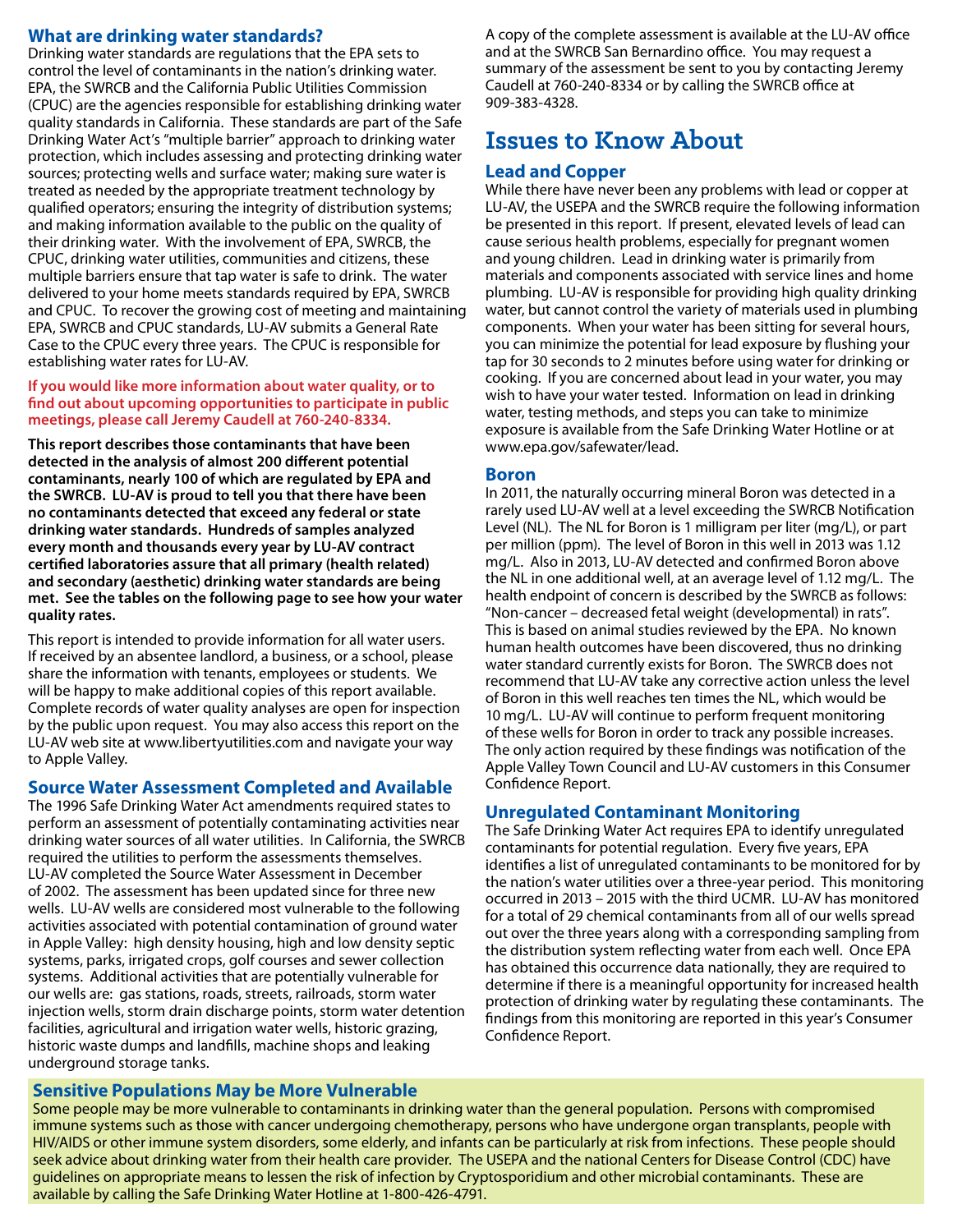## What are drinking water standards?

Drinking water standards are regulations that the EPA sets to control the level of contaminants in the nation's drinking water. EPA, the SWRCB and the California Public Utilities Commission (CPUC) are the agencies responsible for establishing drinking water quality standards in California. These standards are part of the Safe Drinking Water Act's "multiple barrier" approach to drinking water protection, which includes assessing and protecting drinking water sources; protecting wells and surface water; making sure water is treated as needed by the appropriate treatment technology by qualified operators; ensuring the integrity of distribution systems; and making information available to the public on the quality of their drinking water. With the involvement of EPA, SWRCB, the CPUC, drinking water utilities, communities and citizens, these multiple barriers ensure that tap water is safe to drink. The water delivered to your home meets standards required by EPA, SWRCB and CPUC. To recover the growing cost of meeting and maintaining EPA, SWRCB and CPUC standards, LU-AV submits a General Rate Case to the CPUC every three years. The CPUC is responsible for establishing water rates for LU-AV.

**If you would like more information about water quality, or to find out about upcoming opportunities to participate in public meetings, please call Jeremy Caudell at 760-240-8334.**

**This report describes those contaminants that have been detected in the analysis of almost 200 different potential contaminants, nearly 100 of which are regulated by EPA and the SWRCB. LU-AV is proud to tell you that there have been no contaminants detected that exceed any federal or state drinking water standards. Hundreds of samples analyzed every month and thousands every year by LU-AV contract certified laboratories assure that all primary (health related) and secondary (aesthetic) drinking water standards are being met. See the tables on the following page to see how your water quality rates.**

This report is intended to provide information for all water users. If received by an absentee landlord, a business, or a school, please share the information with tenants, employees or students. We will be happy to make additional copies of this report available. Complete records of water quality analyses are open for inspection by the public upon request. You may also access this report on the LU-AV web site at www.libertyutilities.com and navigate your way to Apple Valley.

## Source Water Assessment Completed and Available

The 1996 Safe Drinking Water Act amendments required states to perform an assessment of potentially contaminating activities near drinking water sources of all water utilities. In California, the SWRCB required the utilities to perform the assessments themselves. LU-AV completed the Source Water Assessment in December of 2002. The assessment has been updated since for three new wells. LU-AV wells are considered most vulnerable to the following activities associated with potential contamination of ground water in Apple Valley: high density housing, high and low density septic systems, parks, irrigated crops, golf courses and sewer collection systems. Additional activities that are potentially vulnerable for our wells are: gas stations, roads, streets, railroads, storm water injection wells, storm drain discharge points, storm water detention facilities, agricultural and irrigation water wells, historic grazing, historic waste dumps and landfills, machine shops and leaking underground storage tanks.

A copy of the complete assessment is available at the LU-AV office and at the SWRCB San Bernardino office. You may request a summary of the assessment be sent to you by contacting Jeremy Caudell at 760-240-8334 or by calling the SWRCB office at 909-383-4328.

# Issues to Know About

## Lead and Copper

While there have never been any problems with lead or copper at LU-AV, the USEPA and the SWRCB require the following information be presented in this report. If present, elevated levels of lead can cause serious health problems, especially for pregnant women and young children. Lead in drinking water is primarily from materials and components associated with service lines and home plumbing. LU-AV is responsible for providing high quality drinking water, but cannot control the variety of materials used in plumbing components. When your water has been sitting for several hours, you can minimize the potential for lead exposure by flushing your tap for 30 seconds to 2 minutes before using water for drinking or cooking. If you are concerned about lead in your water, you may wish to have your water tested. Information on lead in drinking water, testing methods, and steps you can take to minimize exposure is available from the Safe Drinking Water Hotline or at www.epa.gov/safewater/lead.

## Boron

In 2011, the naturally occurring mineral Boron was detected in a rarely used LU-AV well at a level exceeding the SWRCB Notification Level (NL). The NL for Boron is 1 milligram per liter (mg/L), or part per million (ppm). The level of Boron in this well in 2013 was 1.12 mg/L. Also in 2013, LU-AV detected and confirmed Boron above the NL in one additional well, at an average level of 1.12 mg/L. The health endpoint of concern is described by the SWRCB as follows: "Non-cancer – decreased fetal weight (developmental) in rats". This is based on animal studies reviewed by the EPA. No known human health outcomes have been discovered, thus no drinking water standard currently exists for Boron. The SWRCB does not recommend that LU-AV take any corrective action unless the level of Boron in this well reaches ten times the NL, which would be 10 mg/L. LU-AV will continue to perform frequent monitoring of these wells for Boron in order to track any possible increases. The only action required by these findings was notification of the Apple Valley Town Council and LU-AV customers in this Consumer Confidence Report.

## Unregulated Contaminant Monitoring

The Safe Drinking Water Act requires EPA to identify unregulated contaminants for potential regulation. Every five years, EPA identifies a list of unregulated contaminants to be monitored for by the nation's water utilities over a three-year period. This monitoring occurred in 2013 – 2015 with the third UCMR. LU-AV has monitored for a total of 29 chemical contaminants from all of our wells spread out over the three years along with a corresponding sampling from the distribution system reflecting water from each well. Once EPA has obtained this occurrence data nationally, they are required to determine if there is a meaningful opportunity for increased health protection of drinking water by regulating these contaminants. The findings from this monitoring are reported in this year's Consumer Confidence Report.

## Sensitive Populations May be More Vulnerable

Some people may be more vulnerable to contaminants in drinking water than the general population. Persons with compromised immune systems such as those with cancer undergoing chemotherapy, persons who have undergone organ transplants, people with HIV/AIDS or other immune system disorders, some elderly, and infants can be particularly at risk from infections. These people should seek advice about drinking water from their health care provider. The USEPA and the national Centers for Disease Control (CDC) have guidelines on appropriate means to lessen the risk of infection by Cryptosporidium and other microbial contaminants. These are available by calling the Safe Drinking Water Hotline at 1-800-426-4791.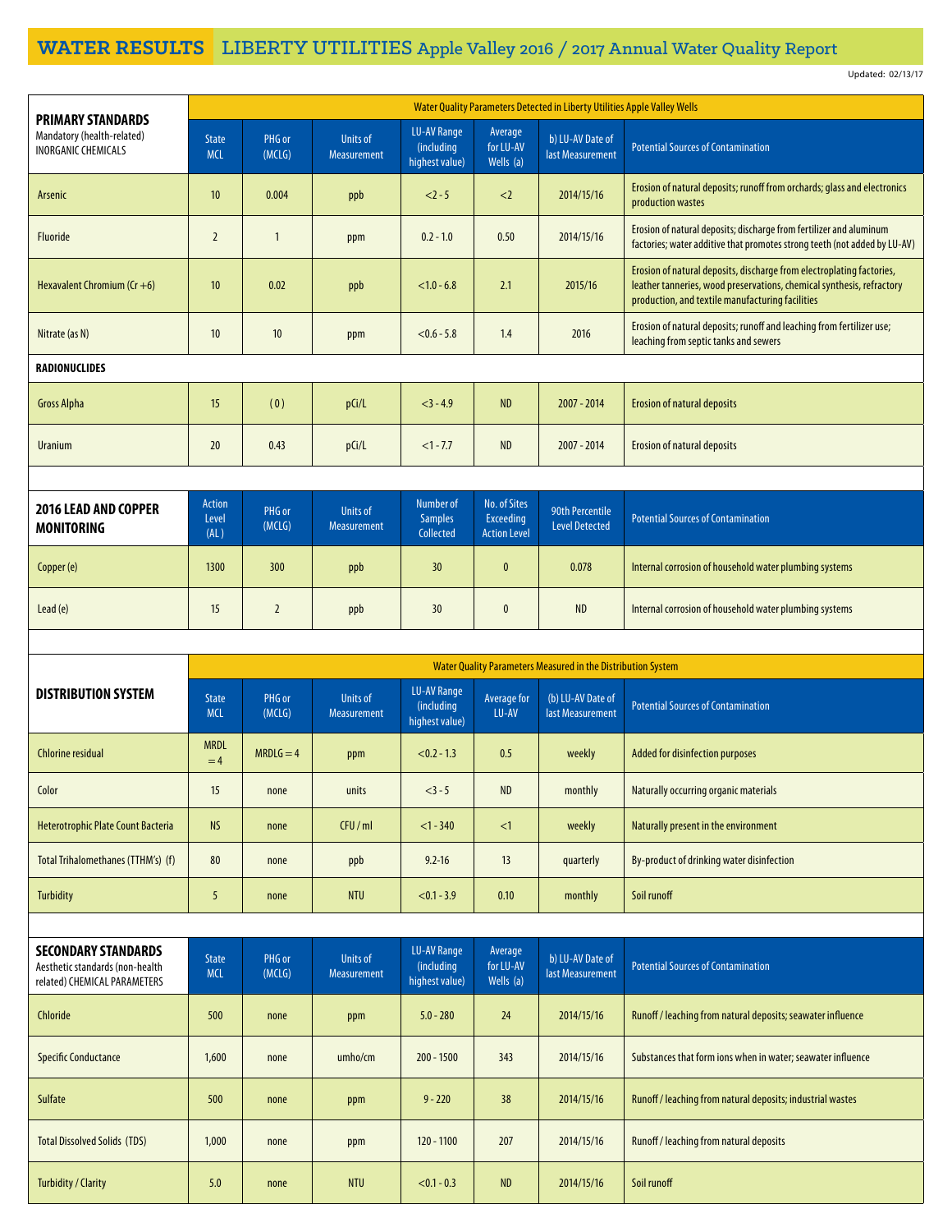# WATER RESULTS LIBERTY UTILITIES Apple Valley 2016 / 2017 Annual Water Quality Report

Updated: 02/13/17

| **PRIMARY STANDARDS** Mandatory (health-related) INORGANIC CHEMICALS | Water Quality Parameters Detected in Liberty Utilities Apple Valley Wells | | | | | | |
|---|---|---|---|---|---|---|---|
| | State MCL | PHG or (MCLG) | Units of Measurement | LU-AV Range (including highest value) | Average for LU-AV Wells (a) | b) LU-AV Date of last Measurement | Potential Sources of Contamination |
| Arsenic | 10 | 0.004 | ppb | <2 - 5 | <2 | 2014/15/16 | Erosion of natural deposits; runoff from orchards; glass and electronics production wastes |
| Fluoride | 2 | 1 | ppm | 0.2 - 1.0 | 0.50 | 2014/15/16 | Erosion of natural deposits; discharge from fertilizer and aluminum factories; water additive that promotes strong teeth (not added by LU-AV) |
| Hexavalent Chromium (Cr +6) | 10 | 0.02 | ppb | <1.0 - 6.8 | 2.1 | 2015/16 | Erosion of natural deposits, discharge from electroplating factories, leather tanneries, wood preservations, chemical synthesis, refractory production, and textile manufacturing facilities |
| Nitrate (as N) | 10 | 10 | ppm | <0.6 - 5.8 | 1.4 | 2016 | Erosion of natural deposits; runoff and leaching from fertilizer use; leaching from septic tanks and sewers |
| **RADIONUCLIDES** | | | | | | | |
| Gross Alpha | 15 | ( 0 ) | pCi/L | <3 - 4.9 | ND | 2007 - 2014 | Erosion of natural deposits |
| Uranium | 20 | 0.43 | pCi/L | <1 - 7.7 | ND | 2007 - 2014 | Erosion of natural deposits |

| **2016 LEAD AND COPPER MONITORING** | Action Level (AL) | PHG or (MCLG) | Units of Measurement | Number of Samples Collected | No. of Sites Exceeding Action Level | 90th Percentile Level Detected | Potential Sources of Contamination |
|---|---|---|---|---|---|---|---|
| Copper (e) | 1300 | 300 | ppb | 30 | 0 | 0.078 | Internal corrosion of household water plumbing systems |
| Lead (e) | 15 | 2 | ppb | 30 | 0 | ND | Internal corrosion of household water plumbing systems |

| **DISTRIBUTION SYSTEM** | Water Quality Parameters Measured in the Distribution System | | | | | | |
|---|---|---|---|---|---|---|---|
| | State MCL | PHG or (MCLG) | Units of Measurement | LU-AV Range (including highest value) | Average for LU-AV | (b) LU-AV Date of last Measurement | Potential Sources of Contamination |
| Chlorine residual | MRDL = 4 | MRDLG = 4 | ppm | <0.2 - 1.3 | 0.5 | weekly | Added for disinfection purposes |
| Color | 15 | none | units | <3 - 5 | ND | monthly | Naturally occurring organic materials |
| Heterotrophic Plate Count Bacteria | NS | none | CFU / ml | <1 - 340 | <1 | weekly | Naturally present in the environment |
| Total Trihalomethanes (TTHM's) (f) | 80 | none | ppb | 9.2-16 | 13 | quarterly | By-product of drinking water disinfection |
| Turbidity | 5 | none | NTU | <0.1 - 3.9 | 0.10 | monthly | Soil runoff |

| **SECONDARY STANDARDS** Aesthetic standards (non-health related) CHEMICAL PARAMETERS | State MCL | PHG or (MCLG) | Units of Measurement | LU-AV Range (including highest value) | Average for LU-AV Wells (a) | b) LU-AV Date of last Measurement | Potential Sources of Contamination |
|---|---|---|---|---|---|---|---|
| Chloride | 500 | none | ppm | 5.0 - 280 | 24 | 2014/15/16 | Runoff / leaching from natural deposits; seawater influence |
| Specific Conductance | 1,600 | none | umho/cm | 200 - 1500 | 343 | 2014/15/16 | Substances that form ions when in water; seawater influence |
| Sulfate | 500 | none | ppm | 9 - 220 | 38 | 2014/15/16 | Runoff / leaching from natural deposits; industrial wastes |
| Total Dissolved Solids (TDS) | 1,000 | none | ppm | 120 - 1100 | 207 | 2014/15/16 | Runoff / leaching from natural deposits |
| Turbidity / Clarity | 5.0 | none | NTU | <0.1 - 0.3 | ND | 2014/15/16 | Soil runoff |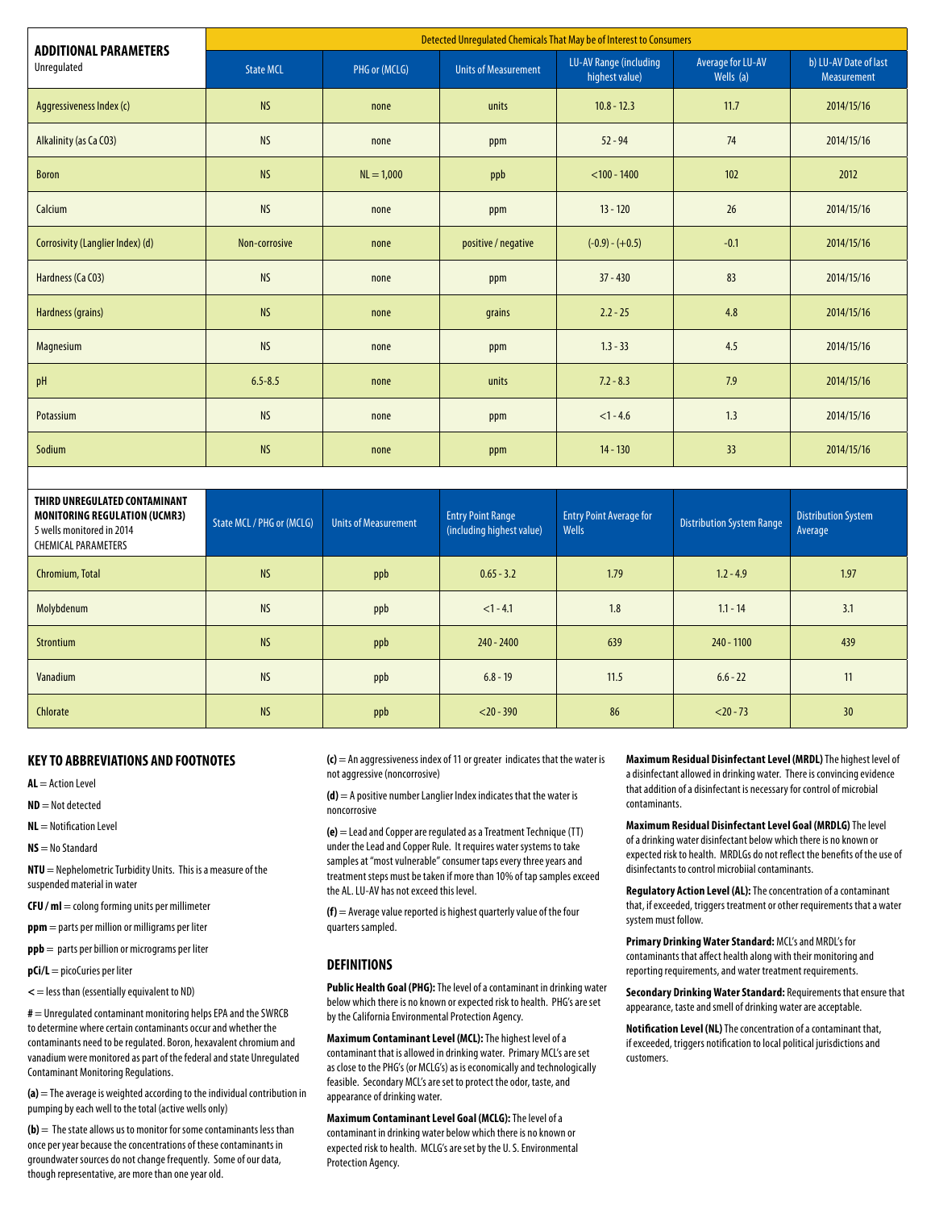| **ADDITIONAL PARAMETERS** Unregulated | Detected Unregulated Chemicals That May be of Interest to Consumers | | | | | |
|---|---|---|---|---|---|---|
| | State MCL | PHG (or MCLG) | Units of Measurement | LU-AV Range (including highest value) | Average for LU-AV Wells (a) | b) LU-AV Date of last Measurement |
| Aggressiveness Index (c) | NS | none | units | 10.8 - 12.3 | 11.7 | 2014/15/16 |
| Alkalinity (as Ca C03) | NS | none | ppm | 52 - 94 | 74 | 2014/15/16 |
| Boron | NS | NL = 1,000 | ppb | <100 - 1400 | 102 | 2012 |
| Calcium | NS | none | ppm | 13 - 120 | 26 | 2014/15/16 |
| Corrosivity (Langlier Index) (d) | Non-corrosive | none | positive / negative | (-0.9) - (+0.5) | -0.1 | 2014/15/16 |
| Hardness (Ca C03) | NS | none | ppm | 37 - 430 | 83 | 2014/15/16 |
| Hardness (grains) | NS | none | grains | 2.2 - 25 | 4.8 | 2014/15/16 |
| Magnesium | NS | none | ppm | 1.3 - 33 | 4.5 | 2014/15/16 |
| pH | 6.5-8.5 | none | units | 7.2 - 8.3 | 7.9 | 2014/15/16 |
| Potassium | NS | none | ppm | <1 - 4.6 | 1.3 | 2014/15/16 |
| Sodium | NS | none | ppm | 14 - 130 | 33 | 2014/15/16 |

| **THIRD UNREGULATED CONTAMINANT MONITORING REGULATION (UCMR3)** 5 wells monitored in 2014 CHEMICAL PARAMETERS | State MCL / PHG (or MCLG) | Units of Measurement | Entry Point Range (including highest value) | Entry Point Average for Wells | Distribution System Range | Distribution System Average |
|---|---|---|---|---|---|---|
| Chromium, Total | NS | ppb | 0.65 - 3.2 | 1.79 | 1.2 - 4.9 | 1.97 |
| Molybdenum | NS | ppb | <1 - 4.1 | 1.8 | 1.1 - 14 | 3.1 |
| Strontium | NS | ppb | 240 - 2400 | 639 | 240 - 1100 | 439 |
| Vanadium | NS | ppb | 6.8 - 19 | 11.5 | 6.6 - 22 | 11 |
| Chlorate | NS | ppb | <20 - 390 | 86 | <20 - 73 | 30 |

## KEY TO ABBREVIATIONS AND FOOTNOTES

**AL** = Action Level

**ND** = Not detected

**NL** = Notification Level

**NS** = No Standard

**NTU** = Nephelometric Turbidity Units. This is a measure of the suspended material in water

**CFU / ml** = colong forming units per millimeter

**ppm** = parts per million or milligrams per liter

**ppb** = parts per billion or micrograms per liter

**pCi/L** = picoCuries per liter

**<** = less than (essentially equivalent to ND)

**#** = Unregulated contaminant monitoring helps EPA and the SWRCB to determine where certain contaminants occur and whether the contaminants need to be regulated. Boron, hexavalent chromium and vanadium were monitored as part of the federal and state Unregulated Contaminant Monitoring Regulations.

**(a)** = The average is weighted according to the individual contribution in pumping by each well to the total (active wells only)

**(b)** = The state allows us to monitor for some contaminants less than once per year because the concentrations of these contaminants in groundwater sources do not change frequently. Some of our data, though representative, are more than one year old.

**(c)** = An aggressiveness index of 11 or greater indicates that the water is not aggressive (noncorrosive)

**(d)** = A positive number Langlier Index indicates that the water is noncorrosive

**(e)** = Lead and Copper are regulated as a Treatment Technique (TT) under the Lead and Copper Rule. It requires water systems to take samples at "most vulnerable" consumer taps every three years and treatment steps must be taken if more than 10% of tap samples exceed the AL. LU-AV has not exceed this level.

**(f)** = Average value reported is highest quarterly value of the four quarters sampled.

## DEFINITIONS

**Public Health Goal (PHG):** The level of a contaminant in drinking water below which there is no known or expected risk to health. PHG's are set by the California Environmental Protection Agency.

**Maximum Contaminant Level (MCL):** The highest level of a contaminant that is allowed in drinking water. Primary MCL's are set as close to the PHG's (or MCLG's) as is economically and technologically feasible. Secondary MCL's are set to protect the odor, taste, and appearance of drinking water.

**Maximum Contaminant Level Goal (MCLG):** The level of a contaminant in drinking water below which there is no known or expected risk to health. MCLG's are set by the U. S. Environmental Protection Agency.

**Maximum Residual Disinfectant Level (MRDL)** The highest level of a disinfectant allowed in drinking water. There is convincing evidence that addition of a disinfectant is necessary for control of microbial contaminants.

**Maximum Residual Disinfectant Level Goal (MRDLG)** The level of a drinking water disinfectant below which there is no known or expected risk to health. MRDLGs do not reflect the benefits of the use of disinfectants to control microbiial contaminants.

**Regulatory Action Level (AL):** The concentration of a contaminant that, if exceeded, triggers treatment or other requirements that a water system must follow.

**Primary Drinking Water Standard:** MCL's and MRDL's for contaminants that affect health along with their monitoring and reporting requirements, and water treatment requirements.

**Secondary Drinking Water Standard:** Requirements that ensure that appearance, taste and smell of drinking water are acceptable.

**Notification Level (NL)** The concentration of a contaminant that, if exceeded, triggers notification to local political jurisdictions and customers.